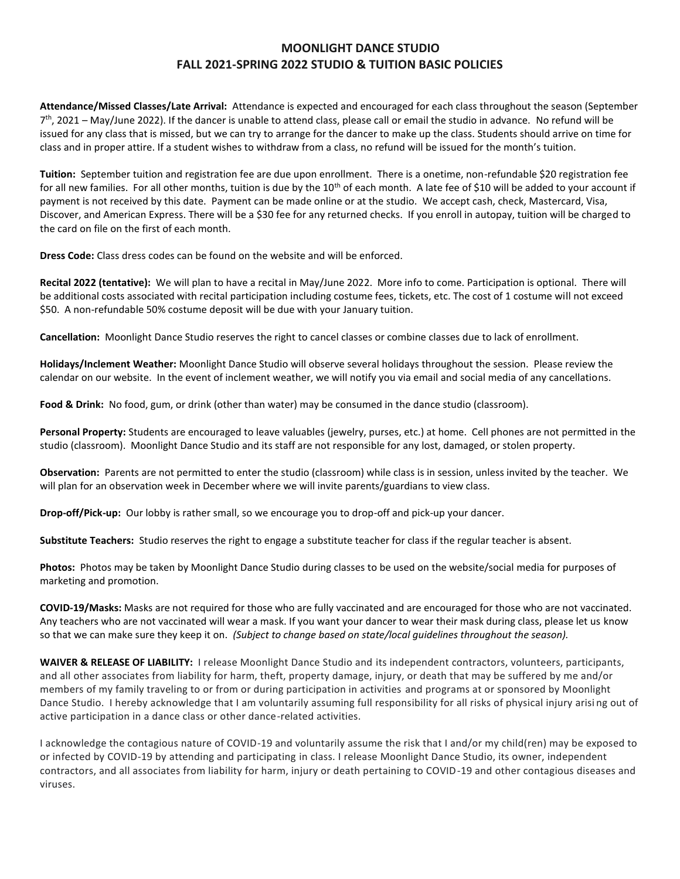# MOONLIGHT DANCE STUDIO
## FALL 2021-SPRING 2022 STUDIO & TUITION BASIC POLICIES

**Attendance/Missed Classes/Late Arrival:** Attendance is expected and encouraged for each class throughout the season (September 7th, 2021 – May/June 2022). If the dancer is unable to attend class, please call or email the studio in advance. No refund will be issued for any class that is missed, but we can try to arrange for the dancer to make up the class. Students should arrive on time for class and in proper attire. If a student wishes to withdraw from a class, no refund will be issued for the month's tuition.

**Tuition:** September tuition and registration fee are due upon enrollment. There is a onetime, non-refundable $20 registration fee for all new families. For all other months, tuition is due by the 10th of each month. A late fee of $10 will be added to your account if payment is not received by this date. Payment can be made online or at the studio. We accept cash, check, Mastercard, Visa, Discover, and American Express. There will be a $30 fee for any returned checks. If you enroll in autopay, tuition will be charged to the card on file on the first of each month.

**Dress Code:** Class dress codes can be found on the website and will be enforced.

**Recital 2022 (tentative):** We will plan to have a recital in May/June 2022. More info to come. Participation is optional. There will be additional costs associated with recital participation including costume fees, tickets, etc. The cost of 1 costume will not exceed $50. A non-refundable 50% costume deposit will be due with your January tuition.

**Cancellation:** Moonlight Dance Studio reserves the right to cancel classes or combine classes due to lack of enrollment.

**Holidays/Inclement Weather:** Moonlight Dance Studio will observe several holidays throughout the session. Please review the calendar on our website. In the event of inclement weather, we will notify you via email and social media of any cancellations.

**Food & Drink:** No food, gum, or drink (other than water) may be consumed in the dance studio (classroom).

**Personal Property:** Students are encouraged to leave valuables (jewelry, purses, etc.) at home. Cell phones are not permitted in the studio (classroom). Moonlight Dance Studio and its staff are not responsible for any lost, damaged, or stolen property.

**Observation:** Parents are not permitted to enter the studio (classroom) while class is in session, unless invited by the teacher. We will plan for an observation week in December where we will invite parents/guardians to view class.

**Drop-off/Pick-up:** Our lobby is rather small, so we encourage you to drop-off and pick-up your dancer.

**Substitute Teachers:** Studio reserves the right to engage a substitute teacher for class if the regular teacher is absent.

**Photos:** Photos may be taken by Moonlight Dance Studio during classes to be used on the website/social media for purposes of marketing and promotion.

**COVID-19/Masks:** Masks are not required for those who are fully vaccinated and are encouraged for those who are not vaccinated. Any teachers who are not vaccinated will wear a mask. If you want your dancer to wear their mask during class, please let us know so that we can make sure they keep it on. *(Subject to change based on state/local guidelines throughout the season).*

**WAIVER & RELEASE OF LIABILITY:** I release Moonlight Dance Studio and its independent contractors, volunteers, participants, and all other associates from liability for harm, theft, property damage, injury, or death that may be suffered by me and/or members of my family traveling to or from or during participation in activities and programs at or sponsored by Moonlight Dance Studio. I hereby acknowledge that I am voluntarily assuming full responsibility for all risks of physical injury arising out of active participation in a dance class or other dance-related activities.

I acknowledge the contagious nature of COVID-19 and voluntarily assume the risk that I and/or my child(ren) may be exposed to or infected by COVID-19 by attending and participating in class. I release Moonlight Dance Studio, its owner, independent contractors, and all associates from liability for harm, injury or death pertaining to COVID-19 and other contagious diseases and viruses.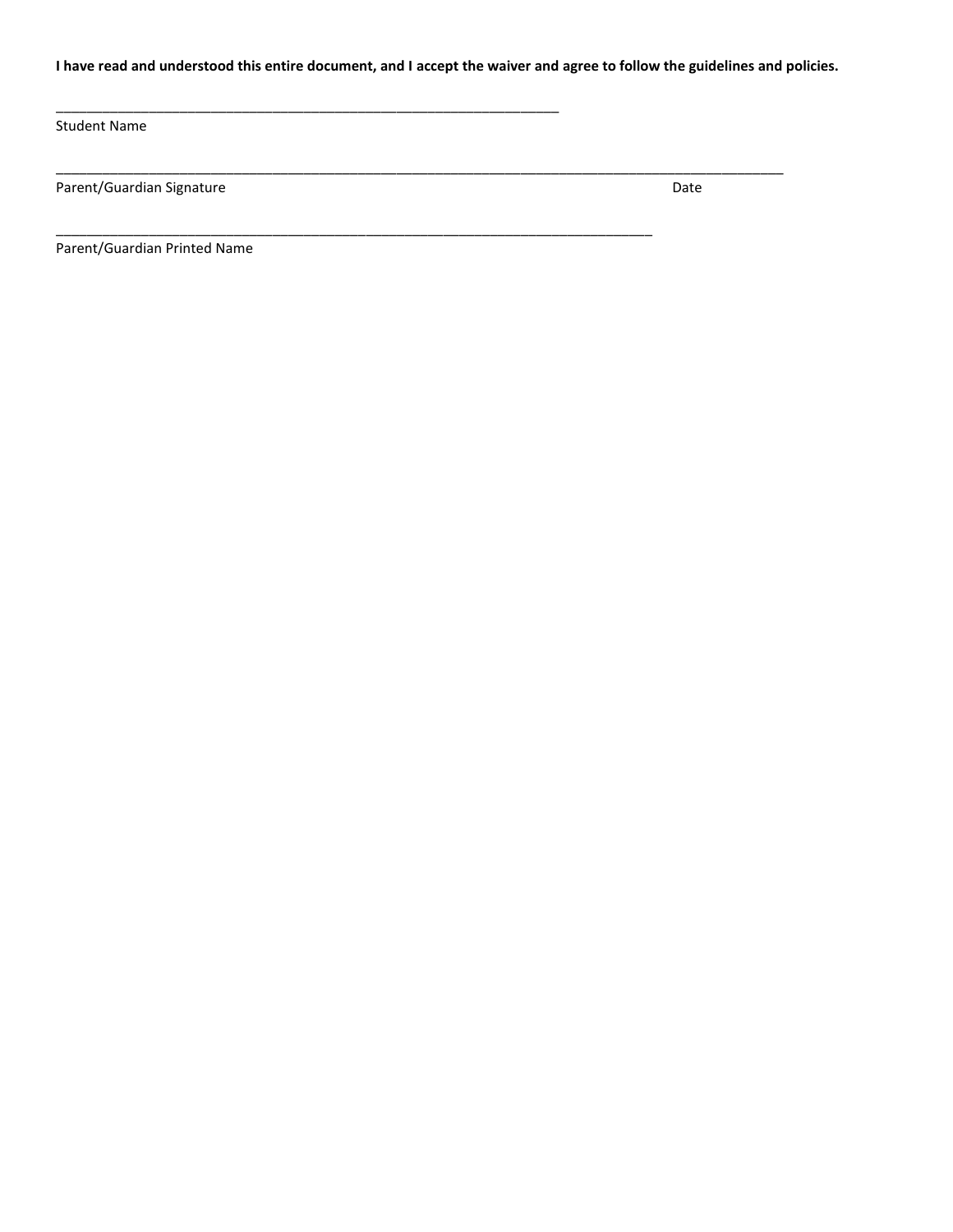**I have read and understood this entire document, and I accept the waiver and agree to follow the guidelines and policies.**

_____________________________________________________________________

Student Name

____________________________________________________________________________________________________

Parent/Guardian Signature                                                                                                                   Date

__________________________________________________________________________________

Parent/Guardian Printed Name